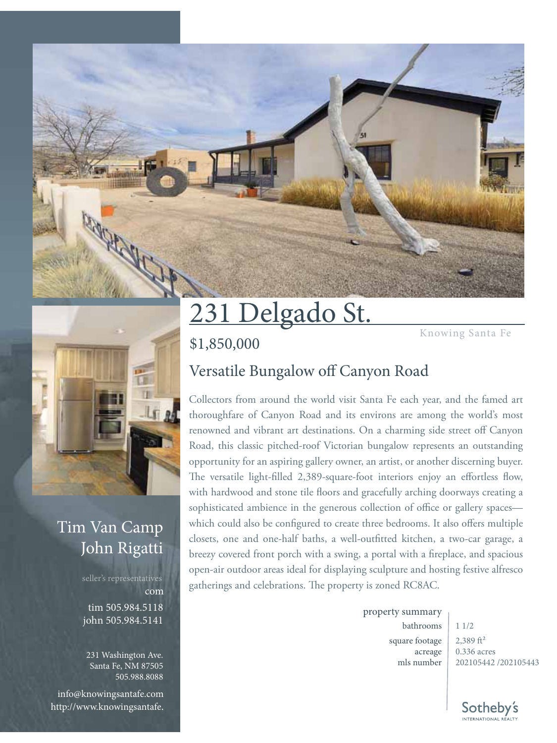# 231 Delgado St.

Knowing Santa Fe

$1,850,000

## Versatile Bungalow off Canyon Road

Collectors from around the world visit Santa Fe each year, and the famed art thoroughfare of Canyon Road and its environs are among the world's most renowned and vibrant art destinations. On a charming side street off Canyon Road, this classic pitched-roof Victorian bungalow represents an outstanding opportunity for an aspiring gallery owner, an artist, or another discerning buyer. The versatile light-filled 2,389-square-foot interiors enjoy an effortless flow, with hardwood and stone tile floors and gracefully arching doorways creating a sophisticated ambience in the generous collection of office or gallery spaces—which could also be configured to create three bedrooms. It also offers multiple closets, one and one-half baths, a well-outfitted kitchen, a two-car garage, a breezy covered front porch with a swing, a portal with a fireplace, and spacious open-air outdoor areas ideal for displaying sculpture and hosting festive alfresco gatherings and celebrations. The property is zoned RC8AC.

property summary

| | |
|---|---|
| bathrooms | 1 1/2 |
| square footage | 2,389 ft² |
| acreage | 0.336 acres |
| mls number | 202105442 /202105443 |

Tim Van Camp
John Rigatti

seller's representatives

tim 505.984.5118
john 505.984.5141

231 Washington Ave.
Santa Fe, NM 87505
505.988.8088

info@knowingsantafe.com
http://www.knowingsantafe.com

Sotheby's International Realty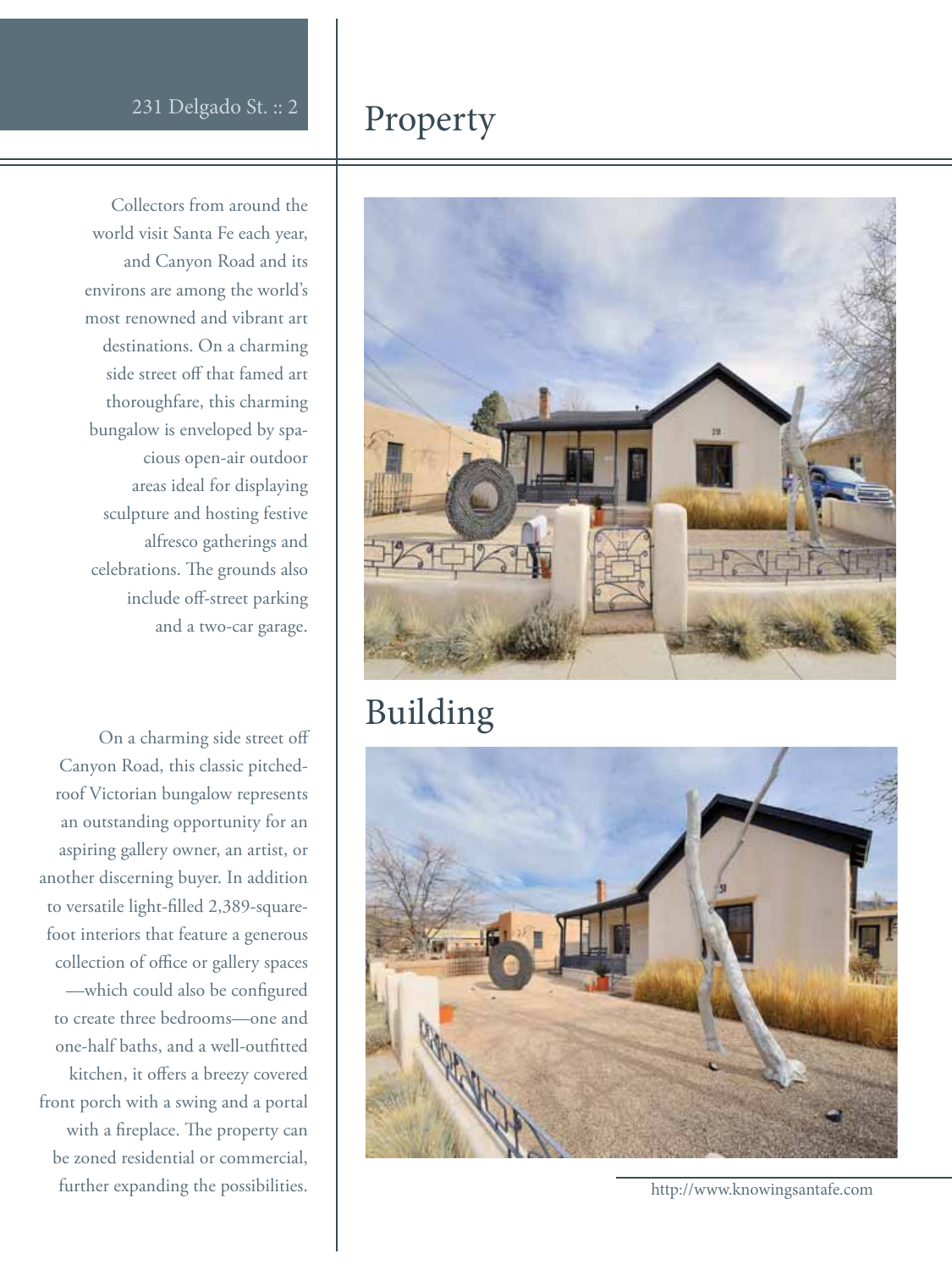## Property

Collectors from around the world visit Santa Fe each year, and Canyon Road and its environs are among the world's most renowned and vibrant art destinations. On a charming side street off that famed art thoroughfare, this charming bungalow is enveloped by spacious open-air outdoor areas ideal for displaying sculpture and hosting festive alfresco gatherings and celebrations. The grounds also include off-street parking and a two-car garage.

## Building

On a charming side street off Canyon Road, this classic pitched-roof Victorian bungalow represents an outstanding opportunity for an aspiring gallery owner, an artist, or another discerning buyer. In addition to versatile light-filled 2,389-square-foot interiors that feature a generous collection of office or gallery spaces—which could also be configured to create three bedrooms—one and one-half baths, and a well-outfitted kitchen, it offers a breezy covered front porch with a swing and a portal with a fireplace. The property can be zoned residential or commercial, further expanding the possibilities.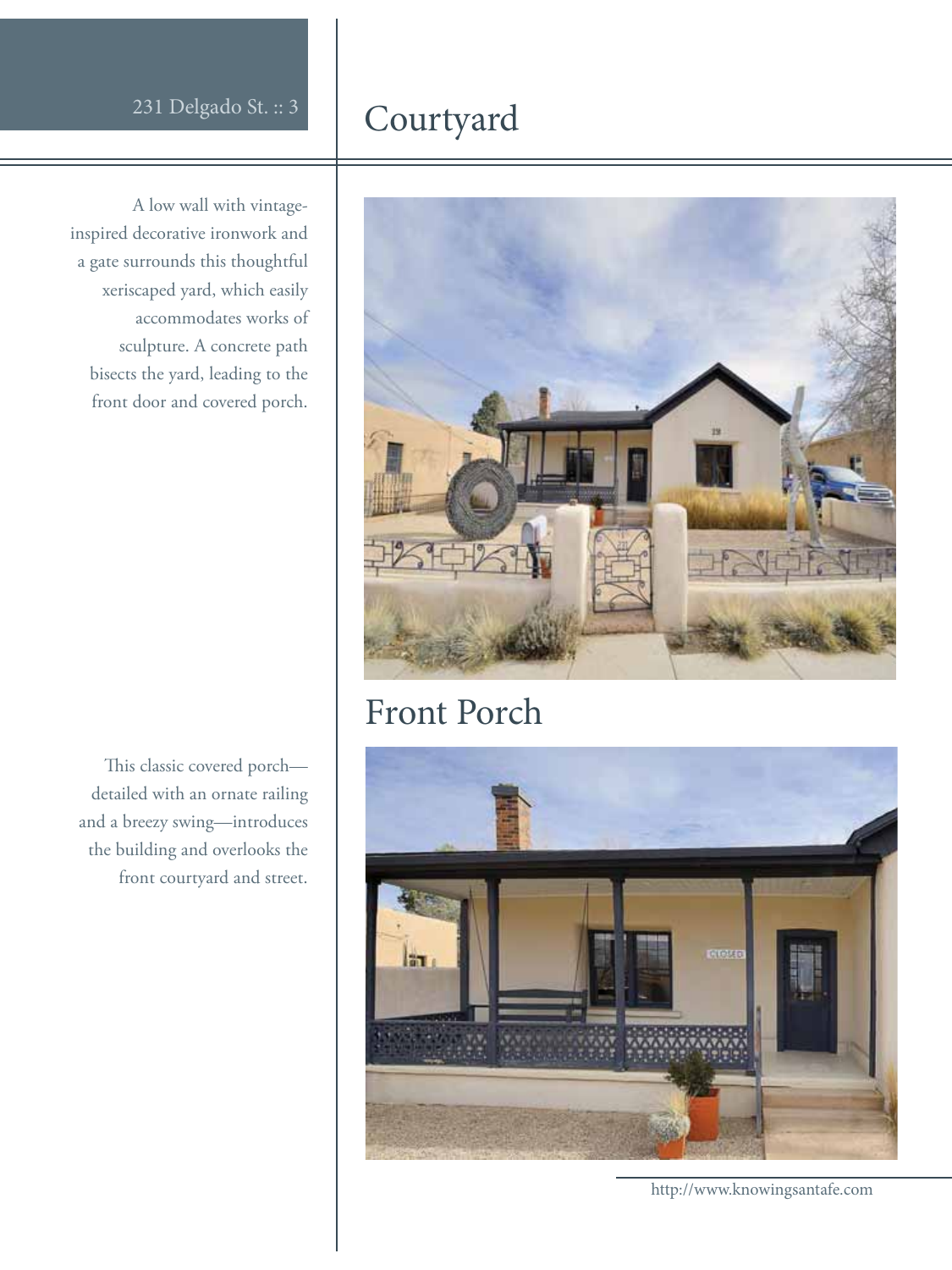## Courtyard

A low wall with vintage-inspired decorative ironwork and a gate surrounds this thoughtful xeriscaped yard, which easily accommodates works of sculpture. A concrete path bisects the yard, leading to the front door and covered porch.

## Front Porch

This classic covered porch—detailed with an ornate railing and a breezy swing—introduces the building and overlooks the front courtyard and street.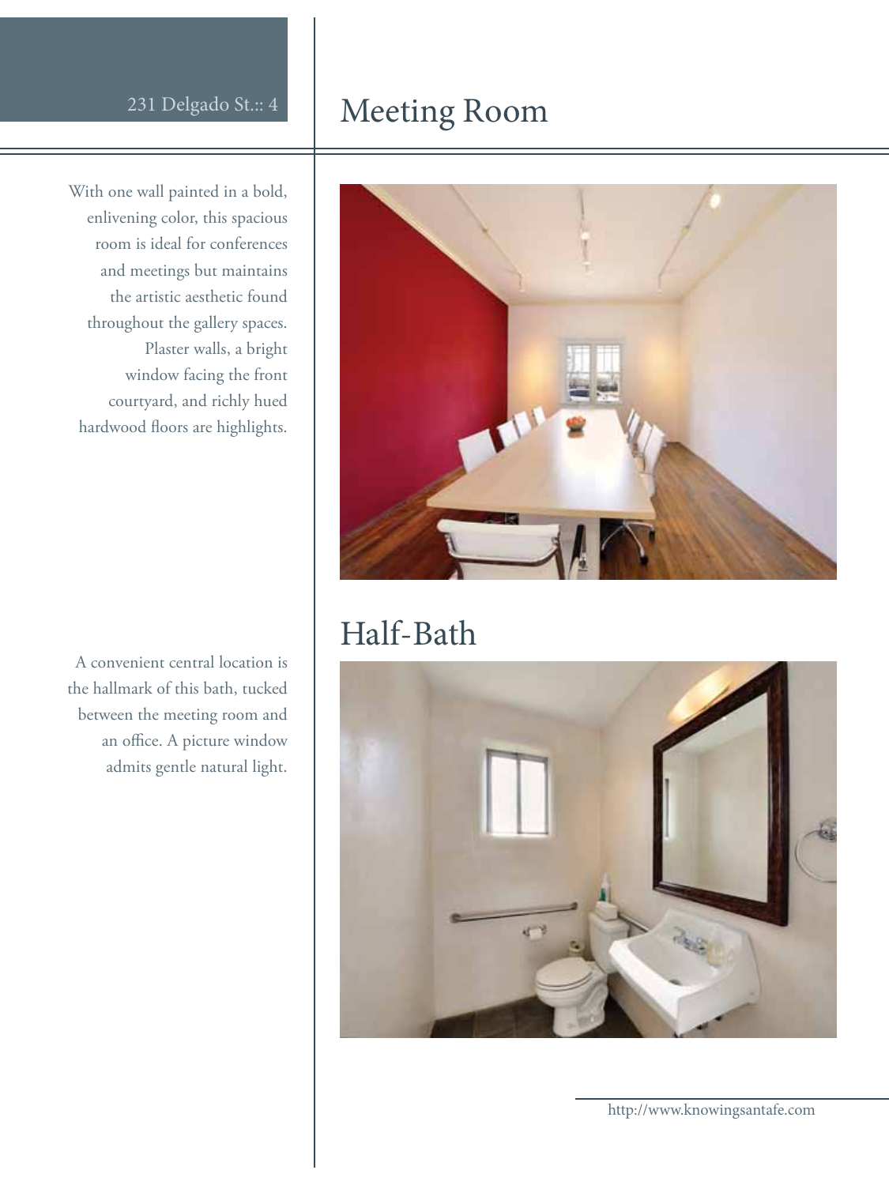## Meeting Room

With one wall painted in a bold, enlivening color, this spacious room is ideal for conferences and meetings but maintains the artistic aesthetic found throughout the gallery spaces. Plaster walls, a bright window facing the front courtyard, and richly hued hardwood floors are highlights.

## Half-Bath

A convenient central location is the hallmark of this bath, tucked between the meeting room and an office. A picture window admits gentle natural light.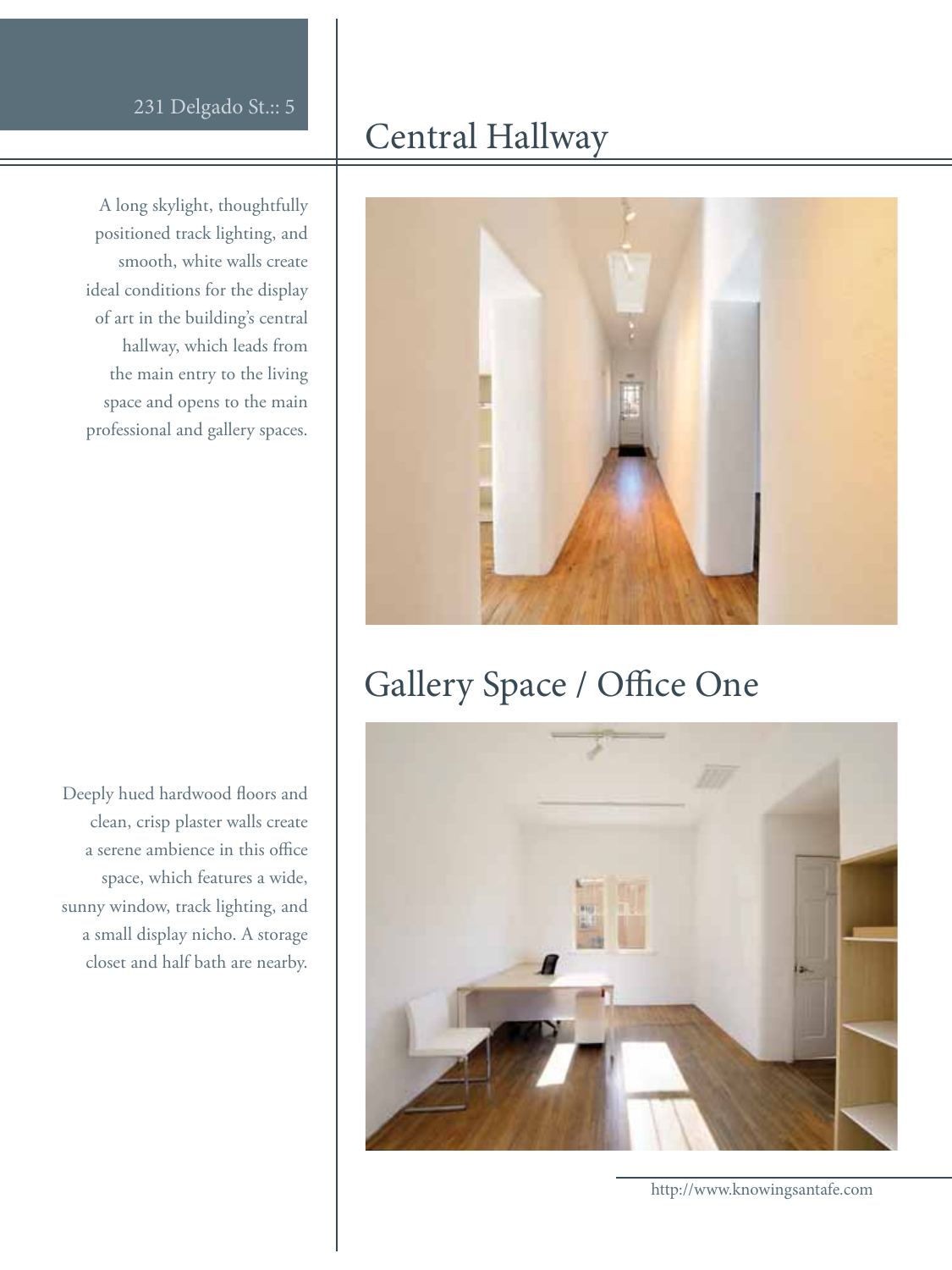## Central Hallway

A long skylight, thoughtfully positioned track lighting, and smooth, white walls create ideal conditions for the display of art in the building's central hallway, which leads from the main entry to the living space and opens to the main professional and gallery spaces.

## Gallery Space / Office One

Deeply hued hardwood floors and clean, crisp plaster walls create a serene ambience in this office space, which features a wide, sunny window, track lighting, and a small display nicho. A storage closet and half bath are nearby.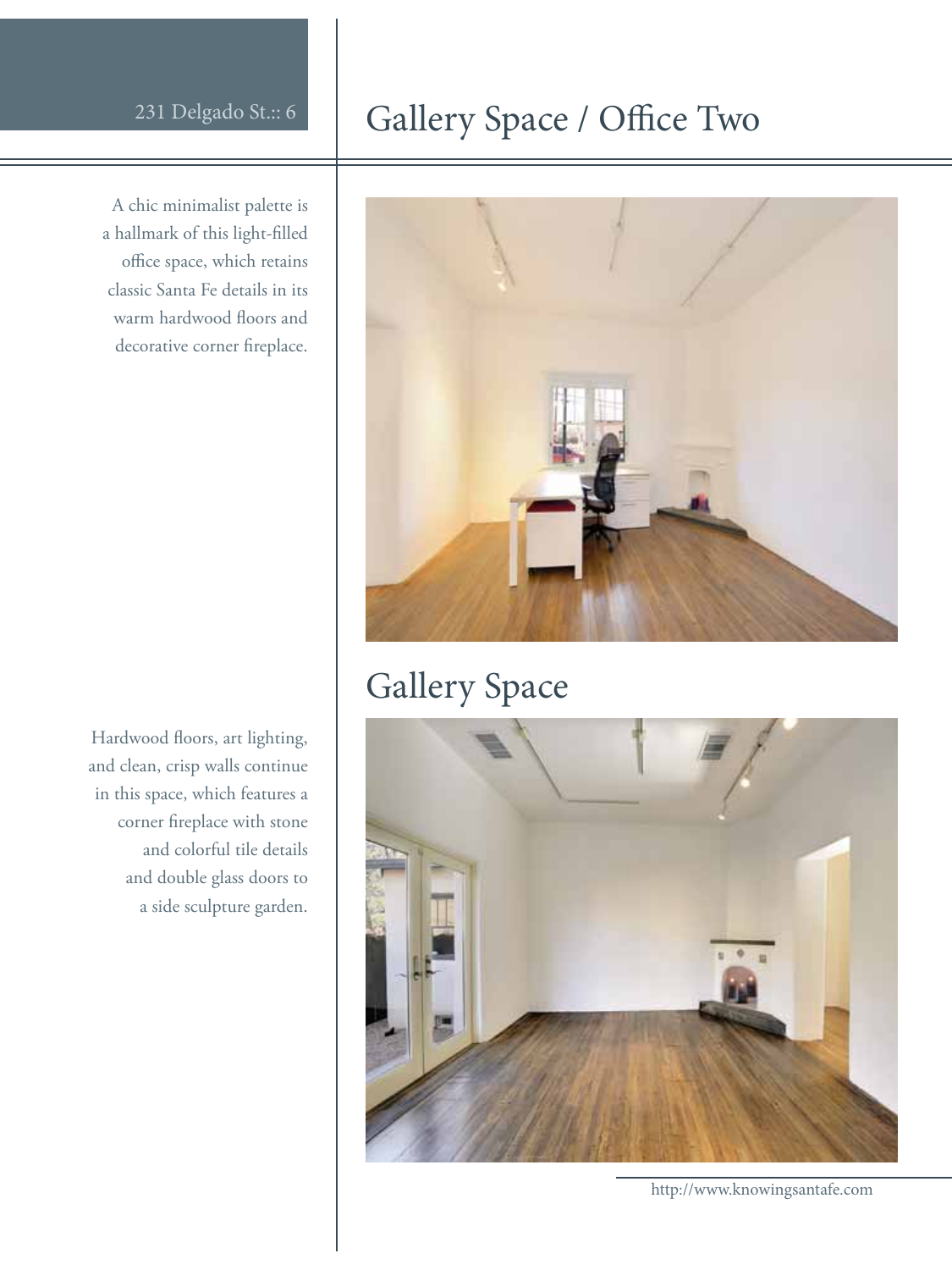# Gallery Space / Office Two

A chic minimalist palette is a hallmark of this light-filled office space, which retains classic Santa Fe details in its warm hardwood floors and decorative corner fireplace.

# Gallery Space

Hardwood floors, art lighting, and clean, crisp walls continue in this space, which features a corner fireplace with stone and colorful tile details and double glass doors to a side sculpture garden.

http://www.knowingsantafe.com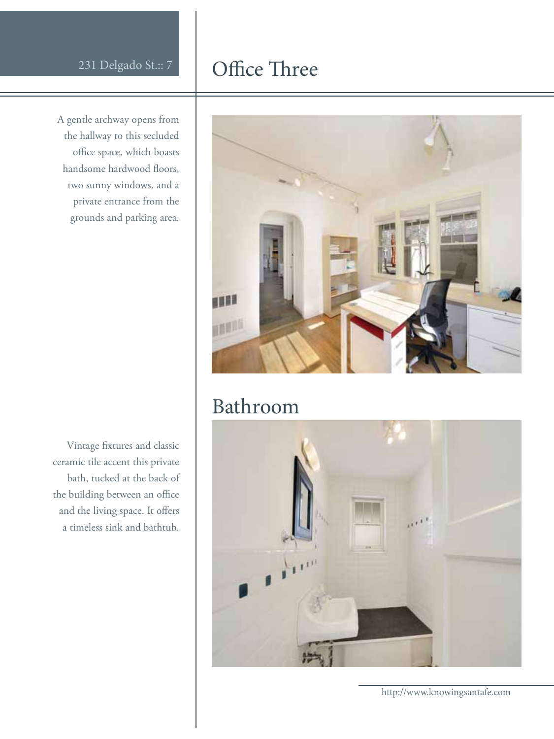## Office Three

A gentle archway opens from the hallway to this secluded office space, which boasts handsome hardwood floors, two sunny windows, and a private entrance from the grounds and parking area.

## Bathroom

Vintage fixtures and classic ceramic tile accent this private bath, tucked at the back of the building between an office and the living space. It offers a timeless sink and bathtub.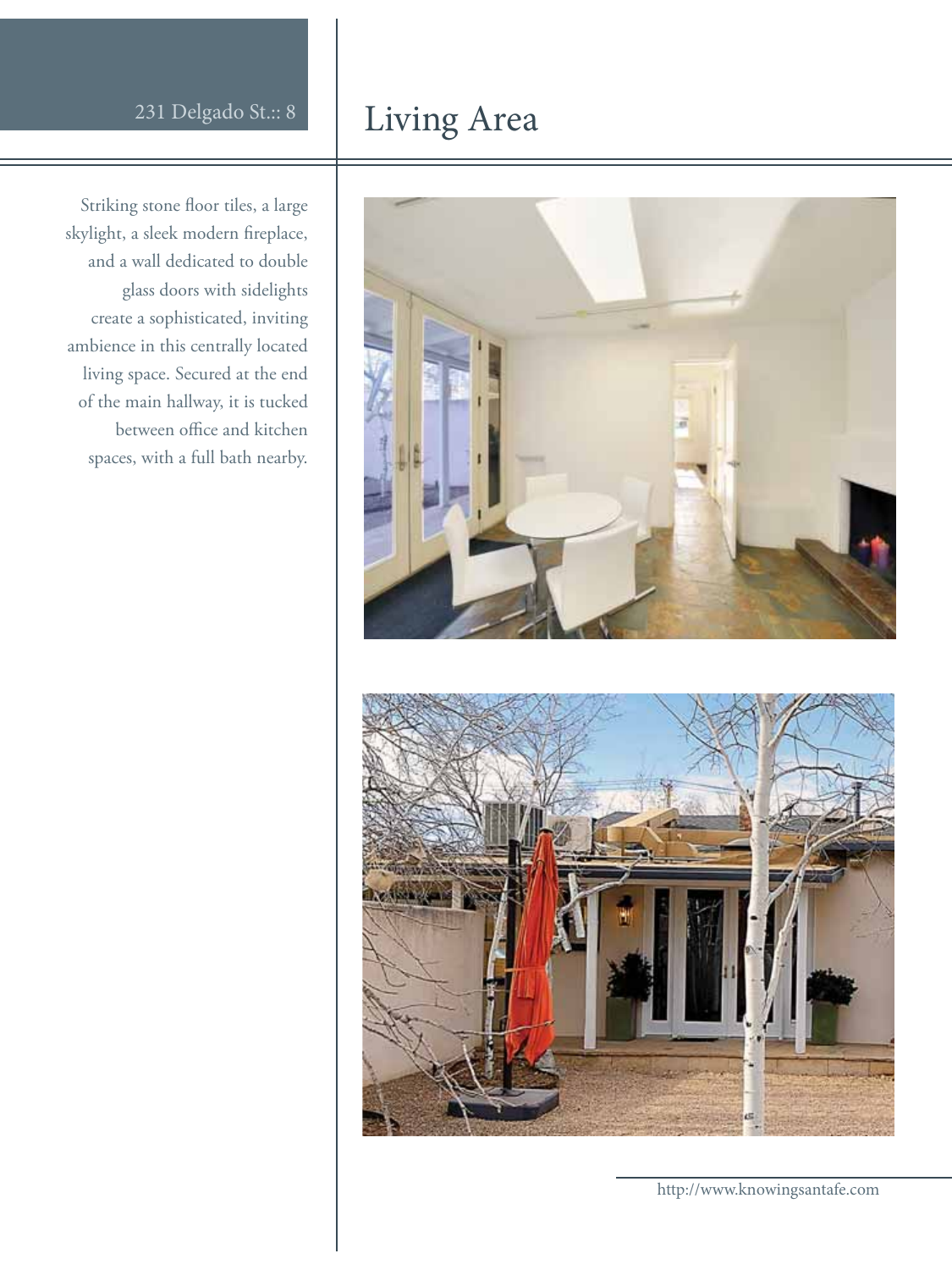# Living Area

Striking stone floor tiles, a large skylight, a sleek modern fireplace, and a wall dedicated to double glass doors with sidelights create a sophisticated, inviting ambience in this centrally located living space. Secured at the end of the main hallway, it is tucked between office and kitchen spaces, with a full bath nearby.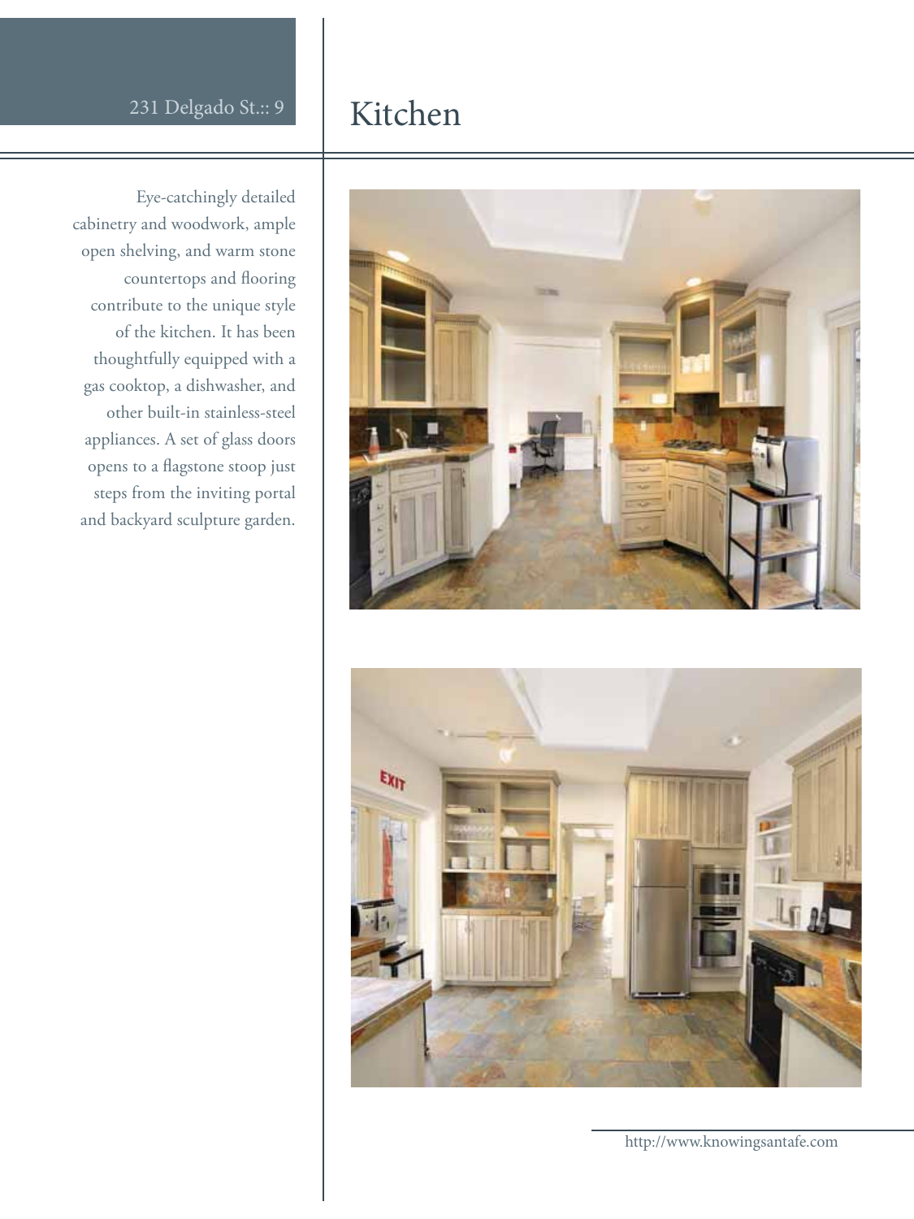# Kitchen

Eye-catchingly detailed cabinetry and woodwork, ample open shelving, and warm stone countertops and flooring contribute to the unique style of the kitchen. It has been thoughtfully equipped with a gas cooktop, a dishwasher, and other built-in stainless-steel appliances. A set of glass doors opens to a flagstone stoop just steps from the inviting portal and backyard sculpture garden.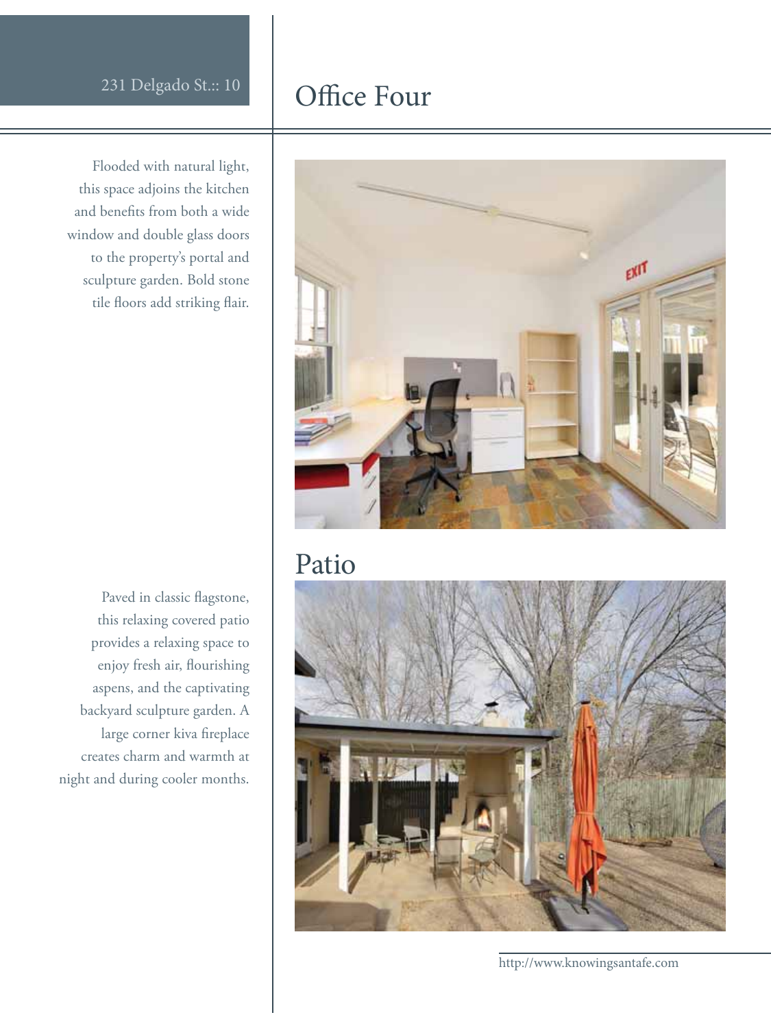## Office Four

Flooded with natural light, this space adjoins the kitchen and benefits from both a wide window and double glass doors to the property's portal and sculpture garden. Bold stone tile floors add striking flair.

## Patio

Paved in classic flagstone, this relaxing covered patio provides a relaxing space to enjoy fresh air, flourishing aspens, and the captivating backyard sculpture garden. A large corner kiva fireplace creates charm and warmth at night and during cooler months.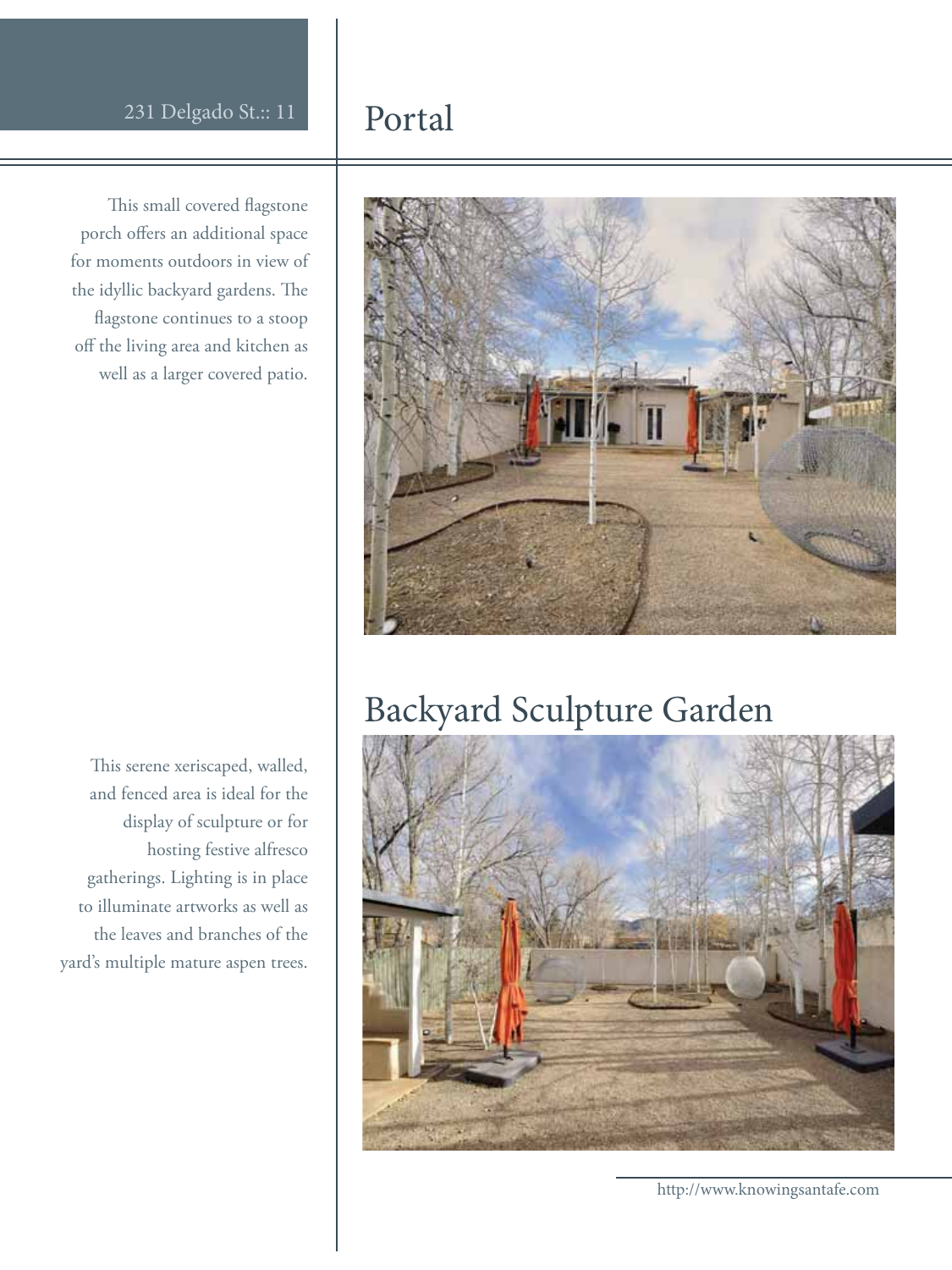## Portal

This small covered flagstone porch offers an additional space for moments outdoors in view of the idyllic backyard gardens. The flagstone continues to a stoop off the living area and kitchen as well as a larger covered patio.

## Backyard Sculpture Garden

This serene xeriscaped, walled, and fenced area is ideal for the display of sculpture or for hosting festive alfresco gatherings. Lighting is in place to illuminate artworks as well as the leaves and branches of the yard's multiple mature aspen trees.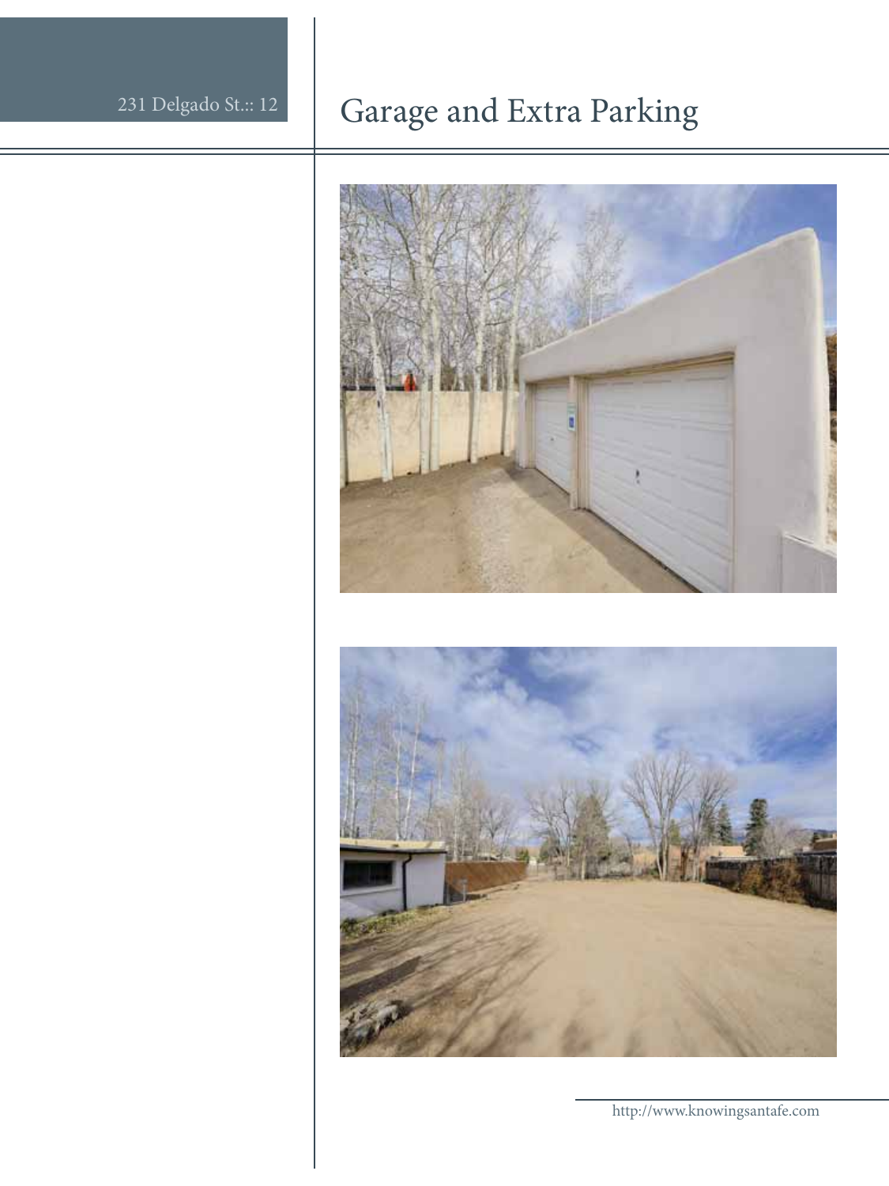# Garage and Extra Parking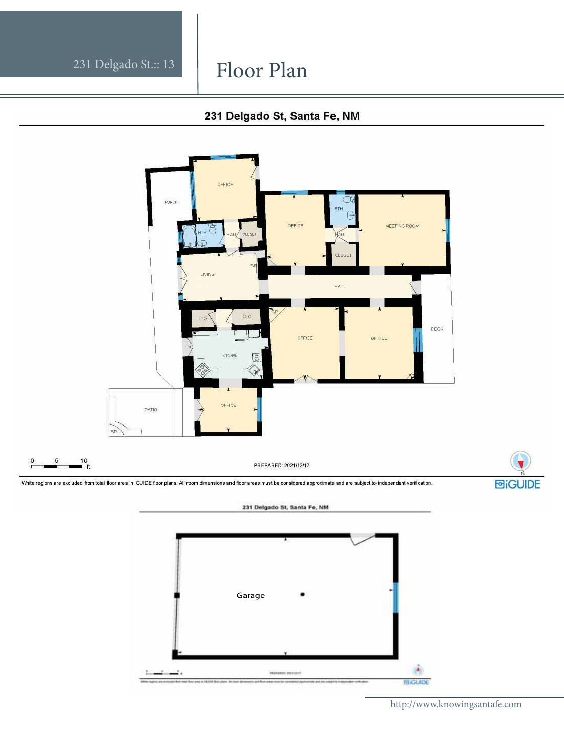# Floor Plan

## 231 Delgado St, Santa Fe, NM

OFFICE

PORCH

BTH

HALL

CLOSET

OFFICE

BTH

MEETING ROOM

HALL

CLOSET

LIVING

F/P

HALL

CLO

CLO

F/P

KITCHEN

OFFICE

OFFICE

DECK

F/P

PATIO

F/P

OFFICE

0 5 10 ft

PREPARED: 2021/12/17

N

White regions are excluded from total floor area in iGUIDE floor plans. All room dimensions and floor areas must be considered approximate and are subject to independent verification.

iGUIDE

### 231 Delgado St, Santa Fe, NM

Garage

iGUIDE

http://www.knowingsantafe.com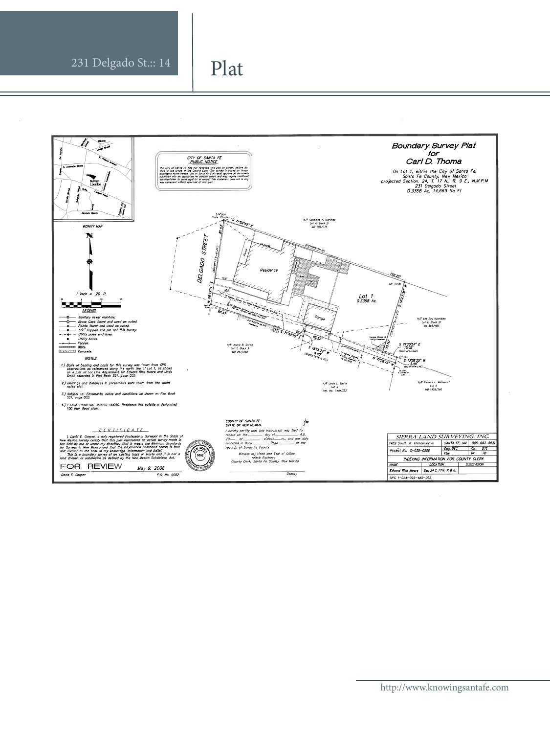# Plat

## Boundary Survey Plat for Carl D. Thoma

On Lot 1, within the City of Santa Fe, Santa Fe County, New Mexico projected Section 24, T. 17 N., R. 9 E., N.M.P.M
231 Delgado Street
0.3368 Ac. 14,669 Sq Ft

**CITY OF SANTA FE PUBLIC NOTICE**

The City of Santa Fe has not reviewed this plat of survey before its filing in the Office of the County Clerk. This survey is based on those documents noted hereon. City of Santa Fe Staff must approve all documents submitted with an application for building permit and may require additional documentation to prove legal lot of record. This statement does not in any way represent official approval of this plat.

VICINITY MAP

1 inch = 20 ft.

**LEGEND**

- Sanitary sewer manhole.
- Brass Caps found and used as noted.
- Points found and used as noted.
- 1/2" Capped iron pin set this survey.
- Utility poles and lines.
- Utility boxes.
- Fences.
- Walls.
- Concrete.

**NOTES**

1.) Basis of bearing and basis for this survey was taken from GPS observations as referenced along the north line of Lot 1, as shown on a plat of Lot Line Adjustment for Edward Rick Moore and Linda Smith recorded in Plat Book 551, page 035.

2.) Bearings and distances in parenthesis were taken from the above noted plat.

3.) Subject to: Easements, notes and conditions as shown on Plat Book 551, page 035.

4.) F.I.R.M. Panel No. 350070-0005C. Residence lies outside a designated 100 year flood plain.

**CERTIFICATE**

I, David E. Cooper, a duly registered Professional Surveyor in the State of New Mexico hereby certify that this plat represents an actual survey made in the field by me or under my direction, that it meets the Minimum Standards for Surveys in New Mexico and that the information contained herein is true and correct to the best of my knowledge, information and belief.
This is a boundary survey of an existing tract or tracts and it is not a land division or subdivision as defined by the New Mexico Subdivision Act.

FOR REVIEW May 9, 2006

David E. Cooper P.S. No. 9052

COUNTY OF SANTA FE
STATE OF NEW MEXICO } ss

I hereby certify that this instrument was filed for record on the ____ day of ________ A.D. 20___, at ____ o'clock ___m., and was duly recorded in Book ______, Page ______ of the records of Santa Fe County.

Witness my Hand and Seal of Office
Valerie Espinoza
County Clerk, Santa Fe County, New Mexico

Deputy

| SIERRA LAND SURVEYING, INC. | | | |
|---|---|---|---|
| 1452 South St. Francis Drive | SANTA FE, NM | 505-983-5932 | |
| Project No. C-039-0506 | Dwg. DEC | Ck. DTC | |
| | File: | Bk. 78 | |
| INDEXING INFORMATION FOR COUNTY CLERK | | | |
| NAME | LOCATION | SUBDIVISION | |
| Edward Rick Moore | Sec.24 T.17N. R.9 E. | | |
| UPC 1-054-099-482-038 | | | |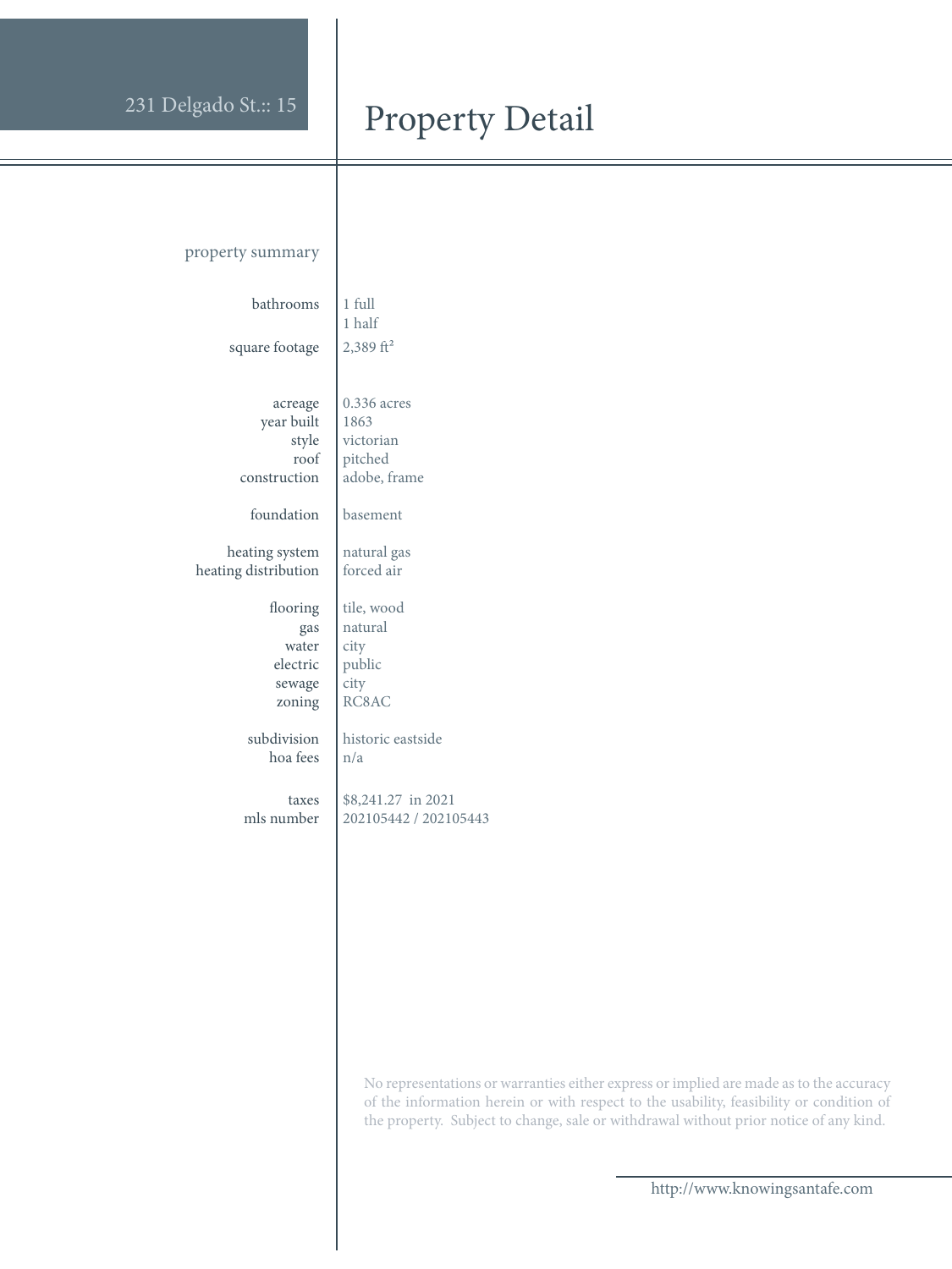231 Delgado St.

# Property Detail

## property summary

| | |
|---|---|
| bathrooms | 1 full<br>1 half |
| square footage | 2,389 ft² |
| acreage | 0.336 acres |
| year built | 1863 |
| style | victorian |
| roof | pitched |
| construction | adobe, frame |
| foundation | basement |
| heating system | natural gas |
| heating distribution | forced air |
| flooring | tile, wood |
| gas | natural |
| water | city |
| electric | public |
| sewage | city |
| zoning | RC8AC |
| subdivision | historic eastside |
| hoa fees | n/a |
| taxes | $8,241.27 in 2021 |
| mls number | 202105442 / 202105443 |

No representations or warranties either express or implied are made as to the accuracy of the information herein or with respect to the usability, feasibility or condition of the property. Subject to change, sale or withdrawal without prior notice of any kind.

http://www.knowingsantafe.com